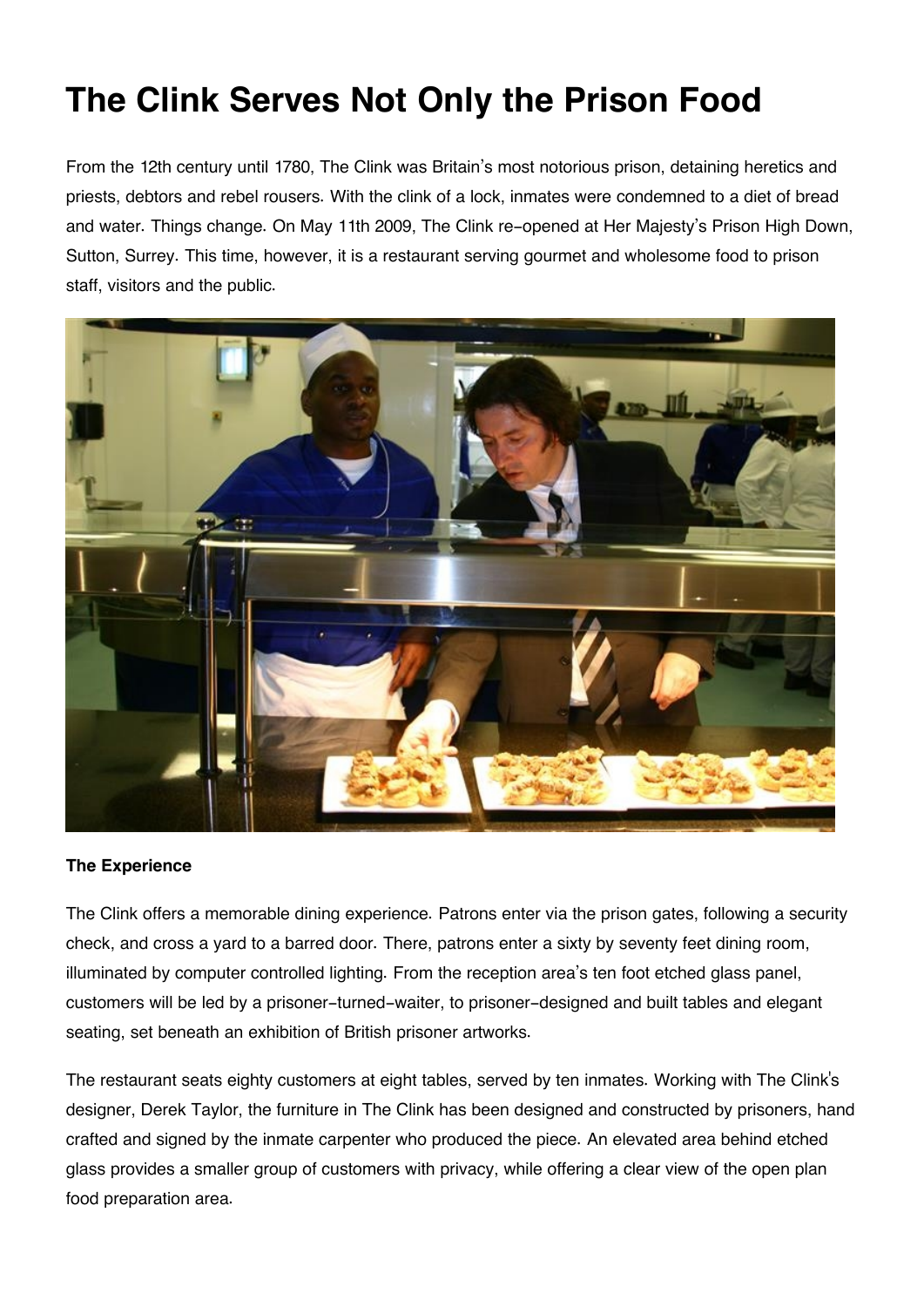# The Clink Serves Not Only the Prison Food

From the 12th century until 1780, The Clink was Britain's most notorious prison, detaining heretics and priests, debtors and rebel rousers. With the clink of a lock, inmates were condemned to a diet of bread and water. Things change. On May 11th 2009, The Clink re-opened at Her Majesty's Prison High Down, Sutton, Surrey. This time, however, it is a restaurant serving gourmet and wholesome food to prison staff, visitors and the public.

**The Experience**

The Clink offers a memorable dining experience. Patrons enter via the prison gates, following a security check, and cross a yard to a barred door. There, patrons enter a sixty by seventy feet dining room, illuminated by computer controlled lighting. From the reception area's ten foot etched glass panel, customers will be led by a prisoner-turned-waiter, to prisoner-designed and built tables and elegant seating, set beneath an exhibition of British prisoner artworks.

The restaurant seats eighty customers at eight tables, served by ten inmates. Working with The Clink's designer, Derek Taylor, the furniture in The Clink has been designed and constructed by prisoners, hand crafted and signed by the inmate carpenter who produced the piece. An elevated area behind etched glass provides a smaller group of customers with privacy, while offering a clear view of the open plan food preparation area.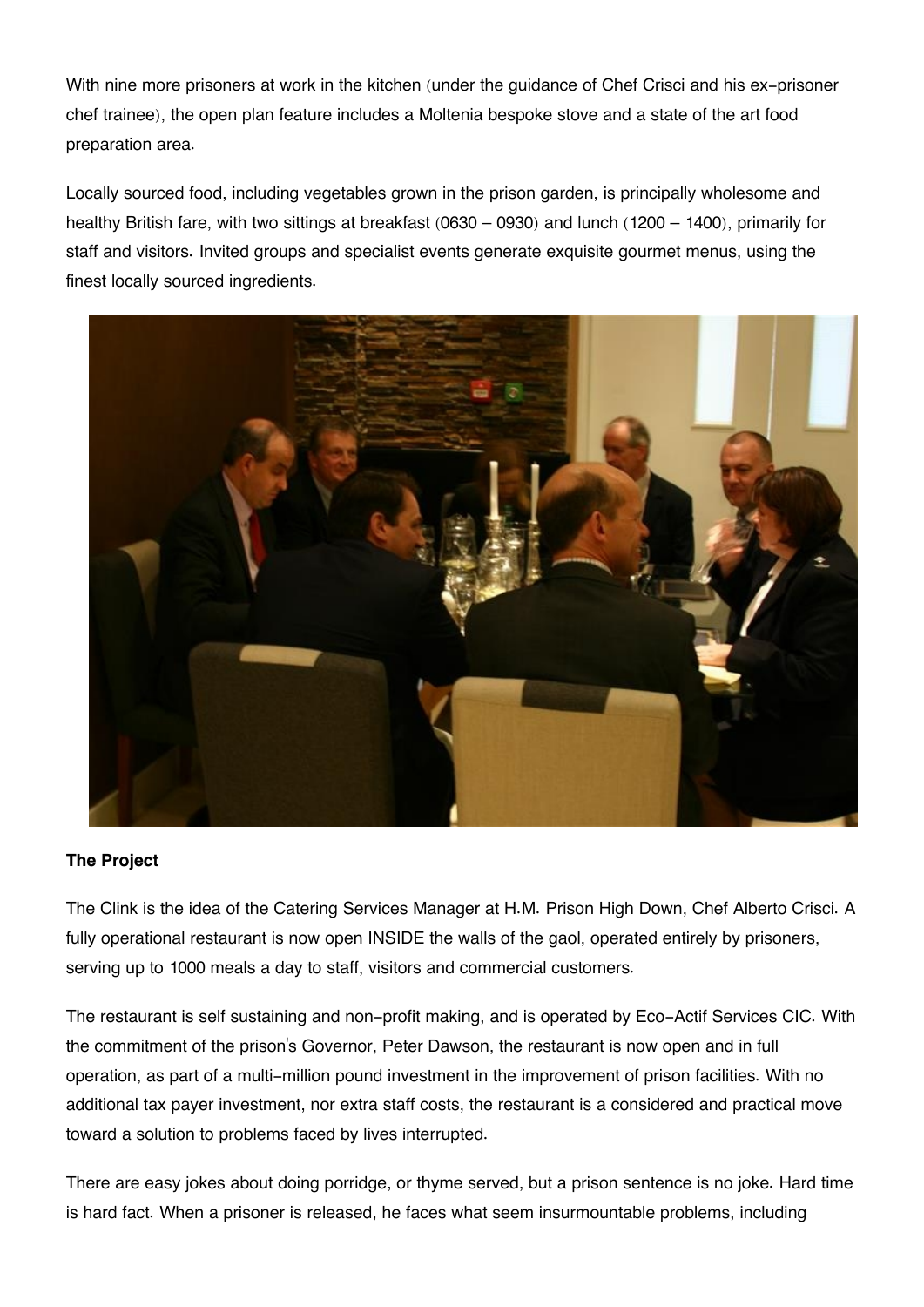With nine more prisoners at work in the kitchen (under the guidance of Chef Crisci and his ex-prisoner chef trainee), the open plan feature includes a Moltenia bespoke stove and a state of the art food preparation area.

Locally sourced food, including vegetables grown in the prison garden, is principally wholesome and healthy British fare, with two sittings at breakfast (0630 – 0930) and lunch (1200 – 1400), primarily for staff and visitors. Invited groups and specialist events generate exquisite gourmet menus, using the finest locally sourced ingredients.

**The Project**

The Clink is the idea of the Catering Services Manager at H.M. Prison High Down, Chef Alberto Crisci. A fully operational restaurant is now open INSIDE the walls of the gaol, operated entirely by prisoners, serving up to 1000 meals a day to staff, visitors and commercial customers.

The restaurant is self sustaining and non-profit making, and is operated by Eco-Actif Services CIC. With the commitment of the prison's Governor, Peter Dawson, the restaurant is now open and in full operation, as part of a multi-million pound investment in the improvement of prison facilities. With no additional tax payer investment, nor extra staff costs, the restaurant is a considered and practical move toward a solution to problems faced by lives interrupted.

There are easy jokes about doing porridge, or thyme served, but a prison sentence is no joke. Hard time is hard fact. When a prisoner is released, he faces what seem insurmountable problems, including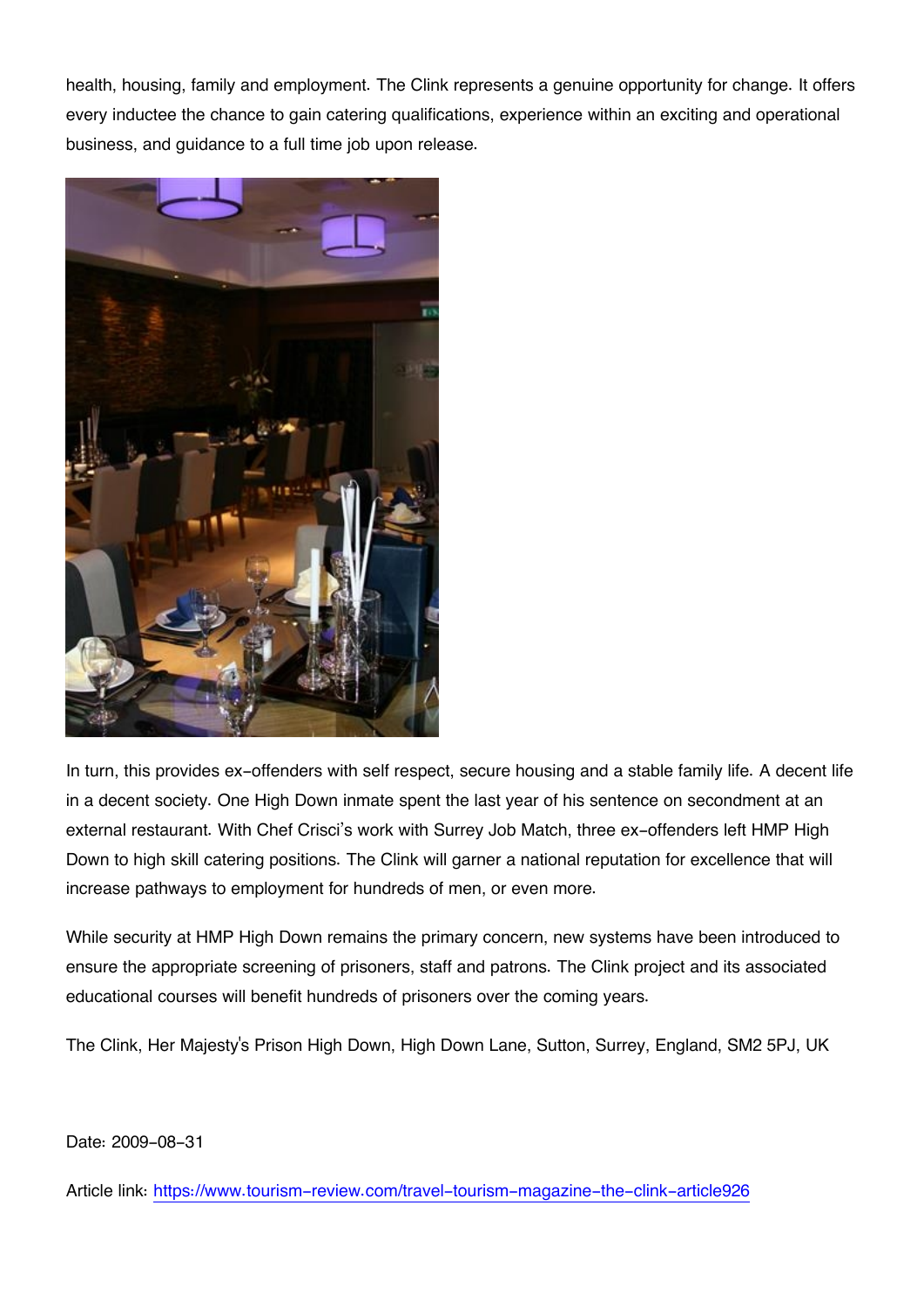health, housing, family and employment. The Clink represents a genuine opportunity for change. It offers every inductee the chance to gain catering qualifications, experience within an exciting and operational business, and guidance to a full time job upon release.

In turn, this provides ex-offenders with self respect, secure housing and a stable family life. A decent life in a decent society. One High Down inmate spent the last year of his sentence on secondment at an external restaurant. With Chef Crisci's work with Surrey Job Match, three ex-offenders left HMP High Down to high skill catering positions. The Clink will garner a national reputation for excellence that will increase pathways to employment for hundreds of men, or even more.

While security at HMP High Down remains the primary concern, new systems have been introduced to ensure the appropriate screening of prisoners, staff and patrons. The Clink project and its associated educational courses will benefit hundreds of prisoners over the coming years.

The Clink, Her Majesty's Prison High Down, High Down Lane, Sutton, Surrey, England, SM2 5PJ, UK

Date: 2009-08-31

Article link: https://www.tourism-review.com/travel-tourism-magazine-the-clink-article926